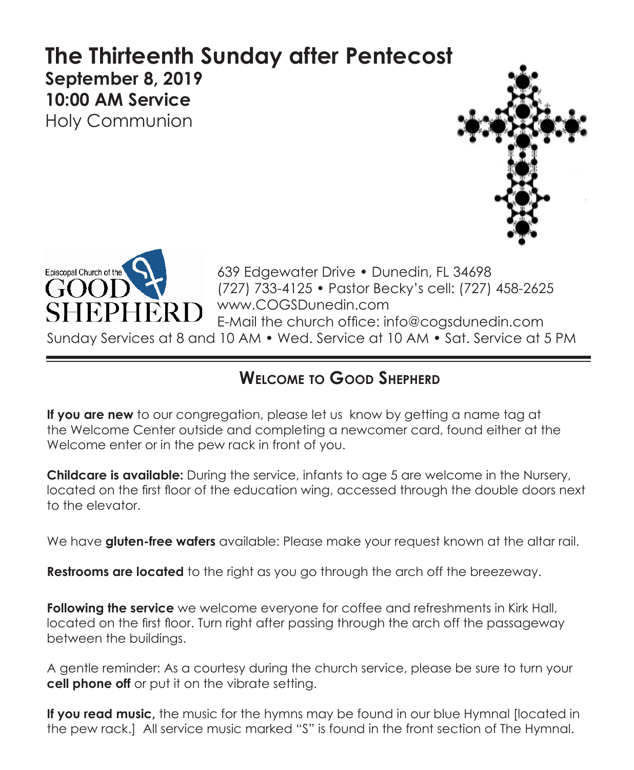# The Thirteenth Sunday after Pentecost

**September 8, 2019**
**10:00 AM Service**
Holy Communion

Episcopal Church of the GOOD SHEPHERD

639 Edgewater Drive • Dunedin, FL 34698
(727) 733-4125 • Pastor Becky's cell: (727) 458-2625
www.COGSDunedin.com
E-Mail the church office: info@cogsdunedin.com
Sunday Services at 8 and 10 AM • Wed. Service at 10 AM • Sat. Service at 5 PM

## Welcome to Good Shepherd

**If you are new** to our congregation, please let us know by getting a name tag at the Welcome Center outside and completing a newcomer card, found either at the Welcome enter or in the pew rack in front of you.

**Childcare is available:** During the service, infants to age 5 are welcome in the Nursery, located on the first floor of the education wing, accessed through the double doors next to the elevator.

We have **gluten-free wafers** available: Please make your request known at the altar rail.

**Restrooms are located** to the right as you go through the arch off the breezeway.

**Following the service** we welcome everyone for coffee and refreshments in Kirk Hall, located on the first floor. Turn right after passing through the arch off the passageway between the buildings.

A gentle reminder: As a courtesy during the church service, please be sure to turn your **cell phone off** or put it on the vibrate setting.

**If you read music,** the music for the hymns may be found in our blue Hymnal [located in the pew rack.] All service music marked "S" is found in the front section of The Hymnal.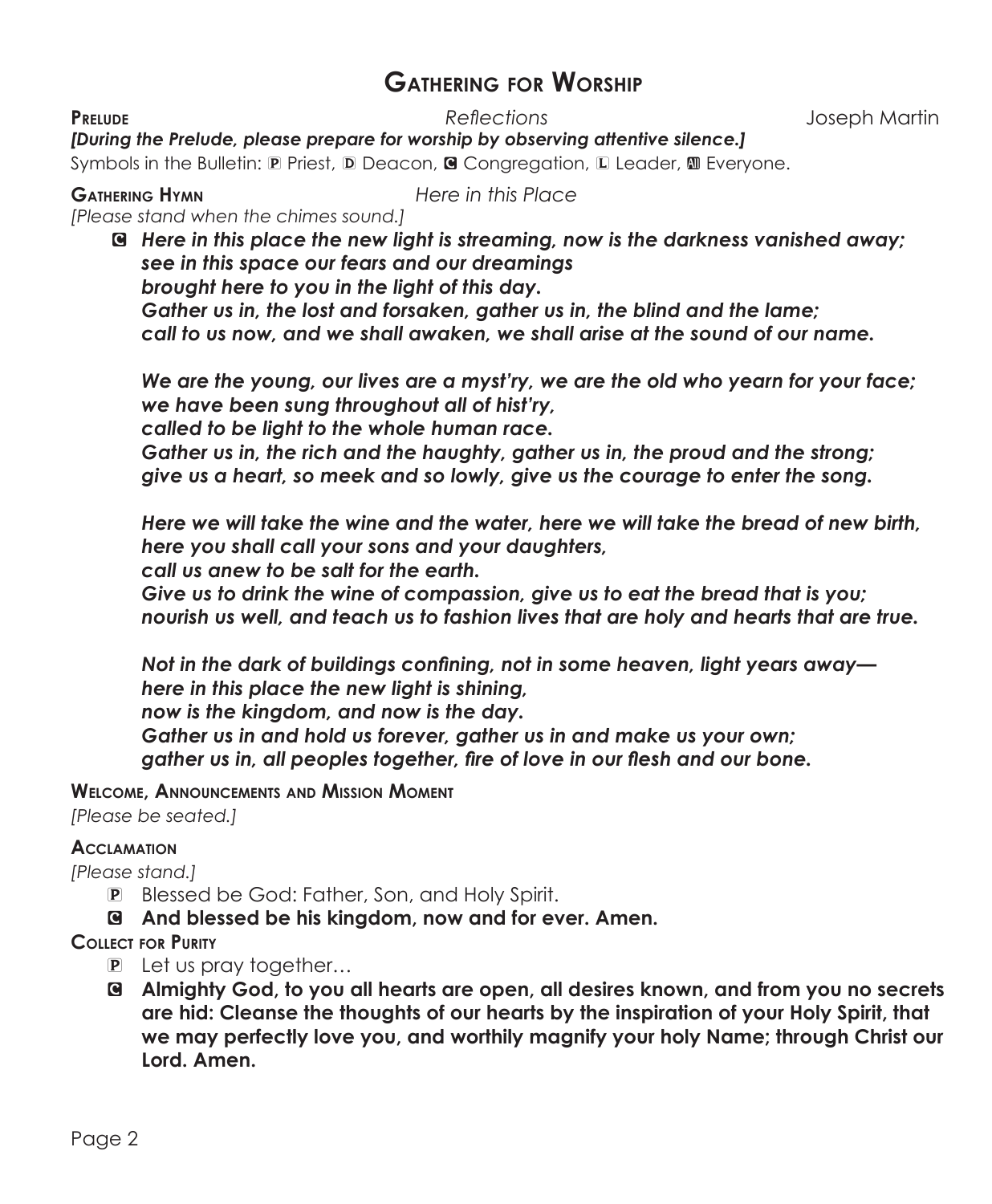# Gathering for Worship

**Prelude** *Reflections* Joseph Martin

***[During the Prelude, please prepare for worship by observing attentive silence.]***

Symbols in the Bulletin: P Priest, D Deacon, C Congregation, L Leader, A Everyone.

**Gathering Hymn** *Here in this Place*

*[Please stand when the chimes sound.]*

C ***Here in this place the new light is streaming, now is the darkness vanished away;***
***see in this space our fears and our dreamings***
***brought here to you in the light of this day.***
***Gather us in, the lost and forsaken, gather us in, the blind and the lame;***
***call to us now, and we shall awaken, we shall arise at the sound of our name.***

***We are the young, our lives are a myst'ry, we are the old who yearn for your face;***
***we have been sung throughout all of hist'ry,***
***called to be light to the whole human race.***
***Gather us in, the rich and the haughty, gather us in, the proud and the strong;***
***give us a heart, so meek and so lowly, give us the courage to enter the song.***

***Here we will take the wine and the water, here we will take the bread of new birth,***
***here you shall call your sons and your daughters,***
***call us anew to be salt for the earth.***
***Give us to drink the wine of compassion, give us to eat the bread that is you;***
***nourish us well, and teach us to fashion lives that are holy and hearts that are true.***

***Not in the dark of buildings confining, not in some heaven, light years away—***
***here in this place the new light is shining,***
***now is the kingdom, and now is the day.***
***Gather us in and hold us forever, gather us in and make us your own;***
***gather us in, all peoples together, fire of love in our flesh and our bone.***

**Welcome, Announcements and Mission Moment**

*[Please be seated.]*

**Acclamation**

*[Please stand.]*

P Blessed be God: Father, Son, and Holy Spirit.

C **And blessed be his kingdom, now and for ever. Amen.**

**Collect for Purity**

P Let us pray together…

C **Almighty God, to you all hearts are open, all desires known, and from you no secrets are hid: Cleanse the thoughts of our hearts by the inspiration of your Holy Spirit, that we may perfectly love you, and worthily magnify your holy Name; through Christ our Lord. Amen.**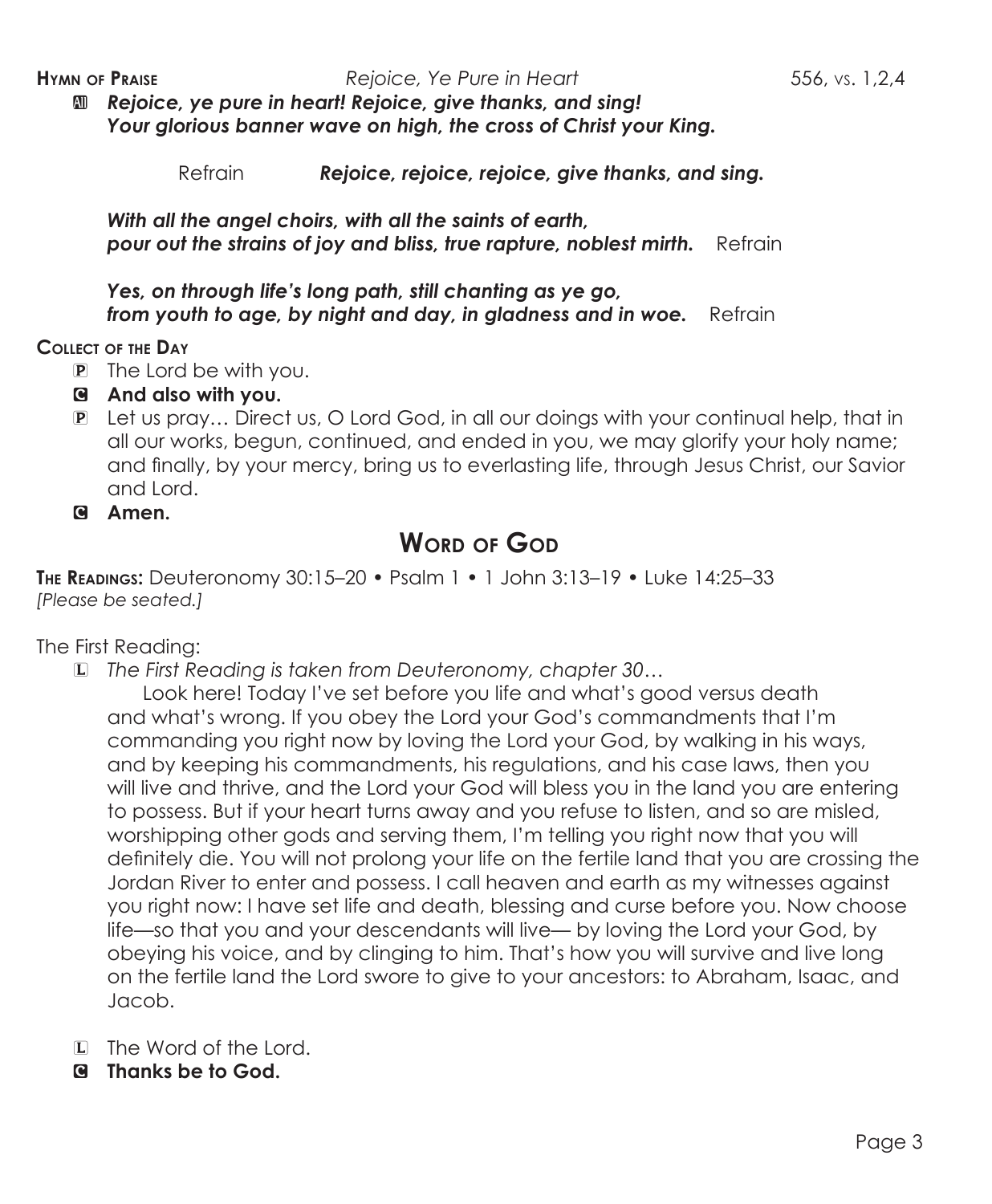**Hymn of Praise** *Rejoice, Ye Pure in Heart* 556, vs. 1,2,4

A ***Rejoice, ye pure in heart! Rejoice, give thanks, and sing!***
***Your glorious banner wave on high, the cross of Christ your King.***

Refrain ***Rejoice, rejoice, rejoice, give thanks, and sing.***

***With all the angel choirs, with all the saints of earth,***
***pour out the strains of joy and bliss, true rapture, noblest mirth.*** Refrain

***Yes, on through life's long path, still chanting as ye go,***
***from youth to age, by night and day, in gladness and in woe.*** Refrain

**Collect of the Day**

P The Lord be with you.

C **And also with you.**

P Let us pray… Direct us, O Lord God, in all our doings with your continual help, that in all our works, begun, continued, and ended in you, we may glorify your holy name; and finally, by your mercy, bring us to everlasting life, through Jesus Christ, our Savior and Lord.

C **Amen.**

## Word of God

**The Readings:** Deuteronomy 30:15–20 • Psalm 1 • 1 John 3:13–19 • Luke 14:25–33
*[Please be seated.]*

The First Reading:

L *The First Reading is taken from Deuteronomy, chapter 30…*

Look here! Today I've set before you life and what's good versus death and what's wrong. If you obey the Lord your God's commandments that I'm commanding you right now by loving the Lord your God, by walking in his ways, and by keeping his commandments, his regulations, and his case laws, then you will live and thrive, and the Lord your God will bless you in the land you are entering to possess. But if your heart turns away and you refuse to listen, and so are misled, worshipping other gods and serving them, I'm telling you right now that you will definitely die. You will not prolong your life on the fertile land that you are crossing the Jordan River to enter and possess. I call heaven and earth as my witnesses against you right now: I have set life and death, blessing and curse before you. Now choose life—so that you and your descendants will live— by loving the Lord your God, by obeying his voice, and by clinging to him. That's how you will survive and live long on the fertile land the Lord swore to give to your ancestors: to Abraham, Isaac, and Jacob.

L The Word of the Lord.

C **Thanks be to God.**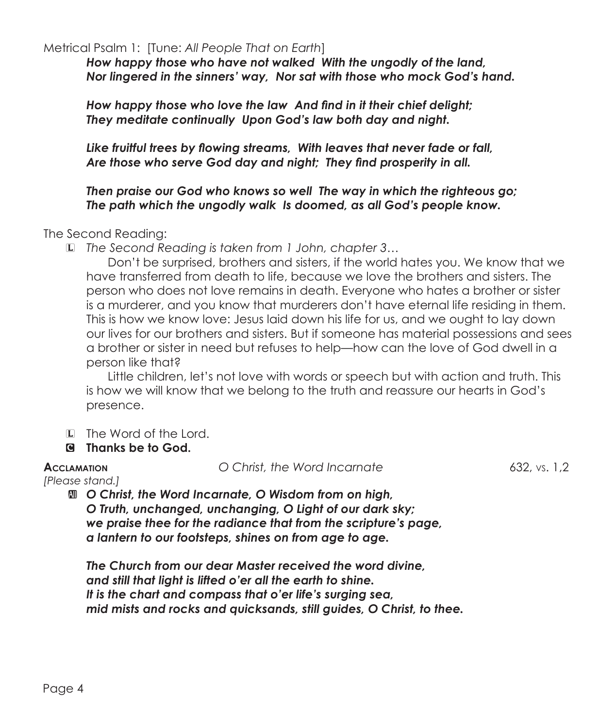Metrical Psalm 1: [Tune: *All People That on Earth*]

***How happy those who have not walked With the ungodly of the land,***
***Nor lingered in the sinners' way, Nor sat with those who mock God's hand.***

***How happy those who love the law And find in it their chief delight;***
***They meditate continually Upon God's law both day and night.***

***Like fruitful trees by flowing streams, With leaves that never fade or fall,***
***Are those who serve God day and night; They find prosperity in all.***

***Then praise our God who knows so well The way in which the righteous go;***
***The path which the ungodly walk Is doomed, as all God's people know.***

The Second Reading:

L *The Second Reading is taken from 1 John, chapter 3…*

Don't be surprised, brothers and sisters, if the world hates you. We know that we have transferred from death to life, because we love the brothers and sisters. The person who does not love remains in death. Everyone who hates a brother or sister is a murderer, and you know that murderers don't have eternal life residing in them. This is how we know love: Jesus laid down his life for us, and we ought to lay down our lives for our brothers and sisters. But if someone has material possessions and sees a brother or sister in need but refuses to help—how can the love of God dwell in a person like that?

Little children, let's not love with words or speech but with action and truth. This is how we will know that we belong to the truth and reassure our hearts in God's presence.

L The Word of the Lord.

**C Thanks be to God.**

**Acclamation** *O Christ, the Word Incarnate* 632, vs. 1,2

*[Please stand.]*

**All** ***O Christ, the Word Incarnate, O Wisdom from on high,***
***O Truth, unchanged, unchanging, O Light of our dark sky;***
***we praise thee for the radiance that from the scripture's page,***
***a lantern to our footsteps, shines on from age to age.***

***The Church from our dear Master received the word divine,***
***and still that light is lifted o'er all the earth to shine.***
***It is the chart and compass that o'er life's surging sea,***
***mid mists and rocks and quicksands, still guides, O Christ, to thee.***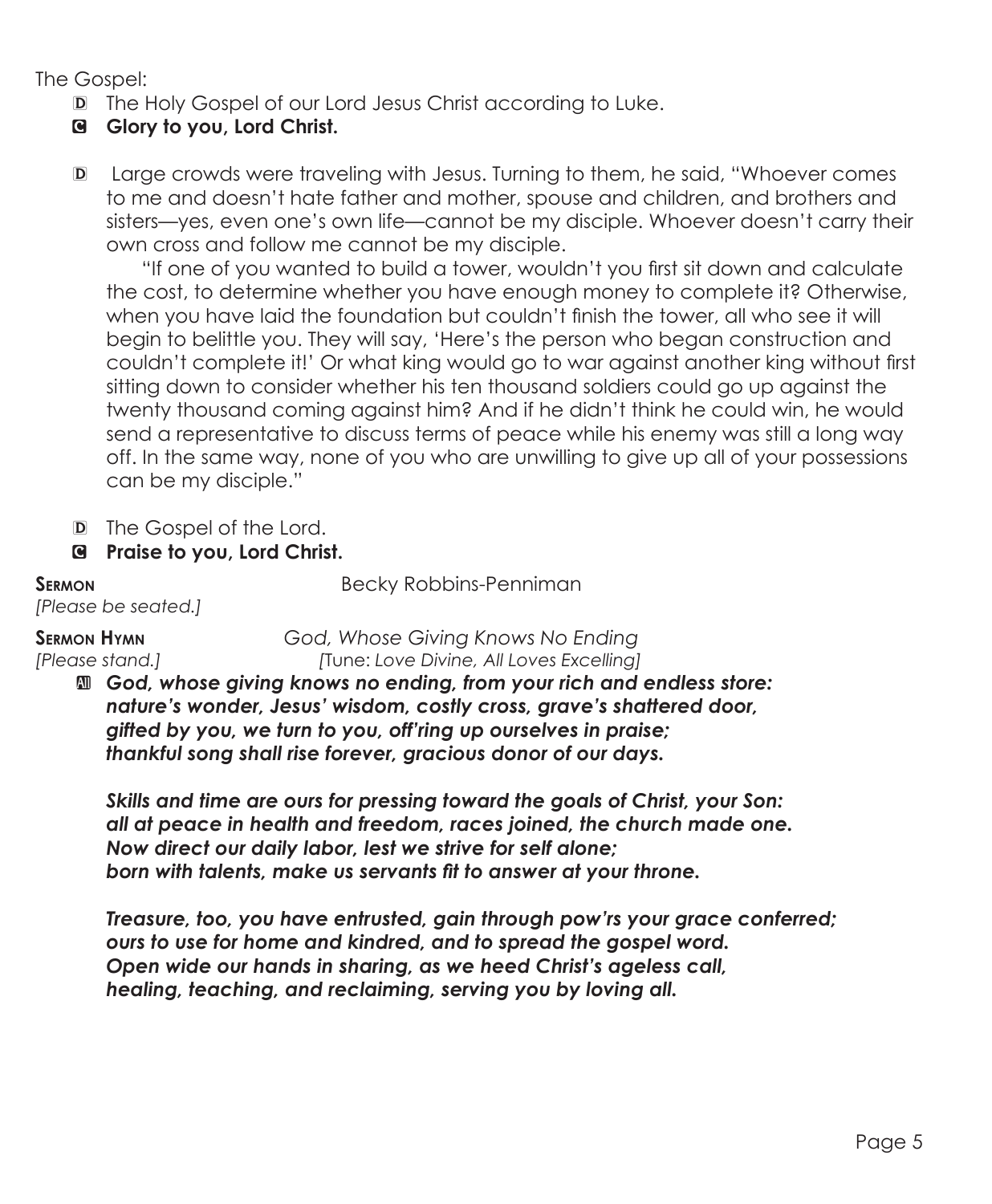The Gospel:

D The Holy Gospel of our Lord Jesus Christ according to Luke.

C **Glory to you, Lord Christ.**

D Large crowds were traveling with Jesus. Turning to them, he said, "Whoever comes to me and doesn't hate father and mother, spouse and children, and brothers and sisters—yes, even one's own life—cannot be my disciple. Whoever doesn't carry their own cross and follow me cannot be my disciple.

"If one of you wanted to build a tower, wouldn't you first sit down and calculate the cost, to determine whether you have enough money to complete it? Otherwise, when you have laid the foundation but couldn't finish the tower, all who see it will begin to belittle you. They will say, 'Here's the person who began construction and couldn't complete it!' Or what king would go to war against another king without first sitting down to consider whether his ten thousand soldiers could go up against the twenty thousand coming against him? And if he didn't think he could win, he would send a representative to discuss terms of peace while his enemy was still a long way off. In the same way, none of you who are unwilling to give up all of your possessions can be my disciple."

D The Gospel of the Lord.

C **Praise to you, Lord Christ.**

**Sermon** Becky Robbins-Penniman

*[Please be seated.]*

**Sermon Hymn** *God, Whose Giving Knows No Ending*

*[Please stand.]* [Tune: *Love Divine, All Loves Excelling*]

A ***God, whose giving knows no ending, from your rich and endless store:***
***nature's wonder, Jesus' wisdom, costly cross, grave's shattered door,***
***gifted by you, we turn to you, off'ring up ourselves in praise;***
***thankful song shall rise forever, gracious donor of our days.***

***Skills and time are ours for pressing toward the goals of Christ, your Son:***
***all at peace in health and freedom, races joined, the church made one.***
***Now direct our daily labor, lest we strive for self alone;***
***born with talents, make us servants fit to answer at your throne.***

***Treasure, too, you have entrusted, gain through pow'rs your grace conferred;***
***ours to use for home and kindred, and to spread the gospel word.***
***Open wide our hands in sharing, as we heed Christ's ageless call,***
***healing, teaching, and reclaiming, serving you by loving all.***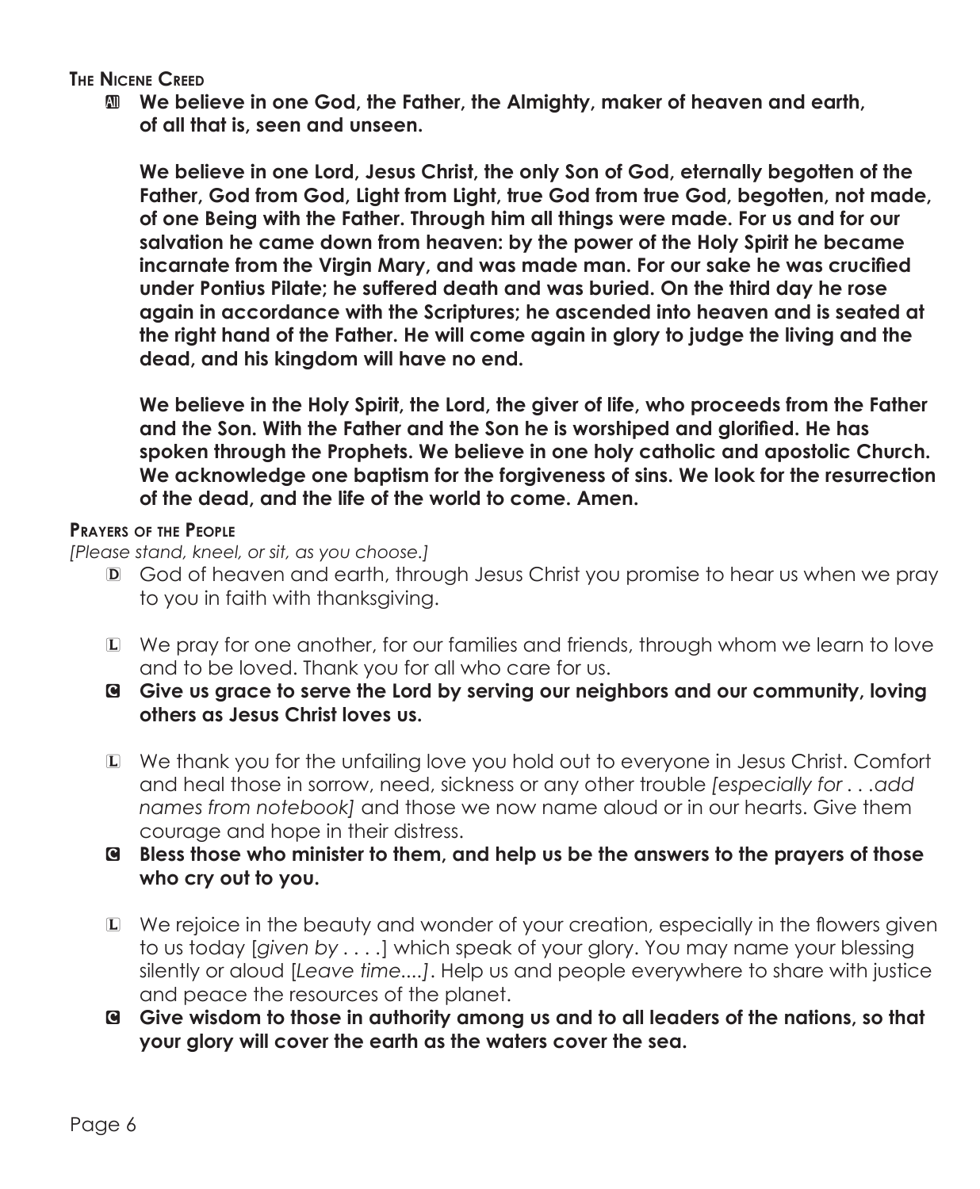## The Nicene Creed

**All** **We believe in one God, the Father, the Almighty, maker of heaven and earth, of all that is, seen and unseen.**

**We believe in one Lord, Jesus Christ, the only Son of God, eternally begotten of the Father, God from God, Light from Light, true God from true God, begotten, not made, of one Being with the Father. Through him all things were made. For us and for our salvation he came down from heaven: by the power of the Holy Spirit he became incarnate from the Virgin Mary, and was made man. For our sake he was crucified under Pontius Pilate; he suffered death and was buried. On the third day he rose again in accordance with the Scriptures; he ascended into heaven and is seated at the right hand of the Father. He will come again in glory to judge the living and the dead, and his kingdom will have no end.**

**We believe in the Holy Spirit, the Lord, the giver of life, who proceeds from the Father and the Son. With the Father and the Son he is worshiped and glorified. He has spoken through the Prophets. We believe in one holy catholic and apostolic Church. We acknowledge one baptism for the forgiveness of sins. We look for the resurrection of the dead, and the life of the world to come. Amen.**

## Prayers of the People

*[Please stand, kneel, or sit, as you choose.]*

D God of heaven and earth, through Jesus Christ you promise to hear us when we pray to you in faith with thanksgiving.

L We pray for one another, for our families and friends, through whom we learn to love and to be loved. Thank you for all who care for us.

**C** **Give us grace to serve the Lord by serving our neighbors and our community, loving others as Jesus Christ loves us.**

L We thank you for the unfailing love you hold out to everyone in Jesus Christ. Comfort and heal those in sorrow, need, sickness or any other trouble *[especially for . . .add names from notebook]* and those we now name aloud or in our hearts. Give them courage and hope in their distress.

**C** **Bless those who minister to them, and help us be the answers to the prayers of those who cry out to you.**

L We rejoice in the beauty and wonder of your creation, especially in the flowers given to us today [*given by* . . . .] which speak of your glory. You may name your blessing silently or aloud [*Leave time....]*. Help us and people everywhere to share with justice and peace the resources of the planet.

**C** **Give wisdom to those in authority among us and to all leaders of the nations, so that your glory will cover the earth as the waters cover the sea.**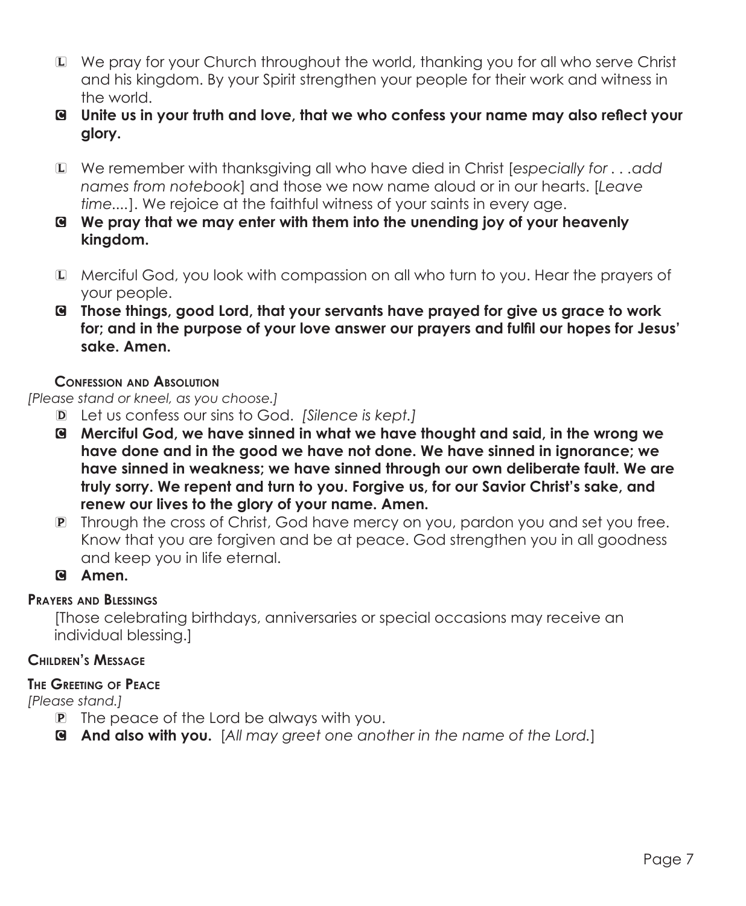L We pray for your Church throughout the world, thanking you for all who serve Christ and his kingdom. By your Spirit strengthen your people for their work and witness in the world.

C **Unite us in your truth and love, that we who confess your name may also reflect your glory.**

L We remember with thanksgiving all who have died in Christ [*especially for . . .add names from notebook*] and those we now name aloud or in our hearts. [*Leave time....*]. We rejoice at the faithful witness of your saints in every age.

C **We pray that we may enter with them into the unending joy of your heavenly kingdom.**

L Merciful God, you look with compassion on all who turn to you. Hear the prayers of your people.

C **Those things, good Lord, that your servants have prayed for give us grace to work for; and in the purpose of your love answer our prayers and fulfil our hopes for Jesus' sake. Amen.**

### Confession and Absolution

*[Please stand or kneel, as you choose.]*

D Let us confess our sins to God. *[Silence is kept.]*

C **Merciful God, we have sinned in what we have thought and said, in the wrong we have done and in the good we have not done. We have sinned in ignorance; we have sinned in weakness; we have sinned through our own deliberate fault. We are truly sorry. We repent and turn to you. Forgive us, for our Savior Christ's sake, and renew our lives to the glory of your name. Amen.**

P Through the cross of Christ, God have mercy on you, pardon you and set you free. Know that you are forgiven and be at peace. God strengthen you in all goodness and keep you in life eternal.

C **Amen.**

### Prayers and Blessings

[Those celebrating birthdays, anniversaries or special occasions may receive an individual blessing.]

### Children's Message

### The Greeting of Peace

*[Please stand.]*

P The peace of the Lord be always with you.

C **And also with you.** [*All may greet one another in the name of the Lord.*]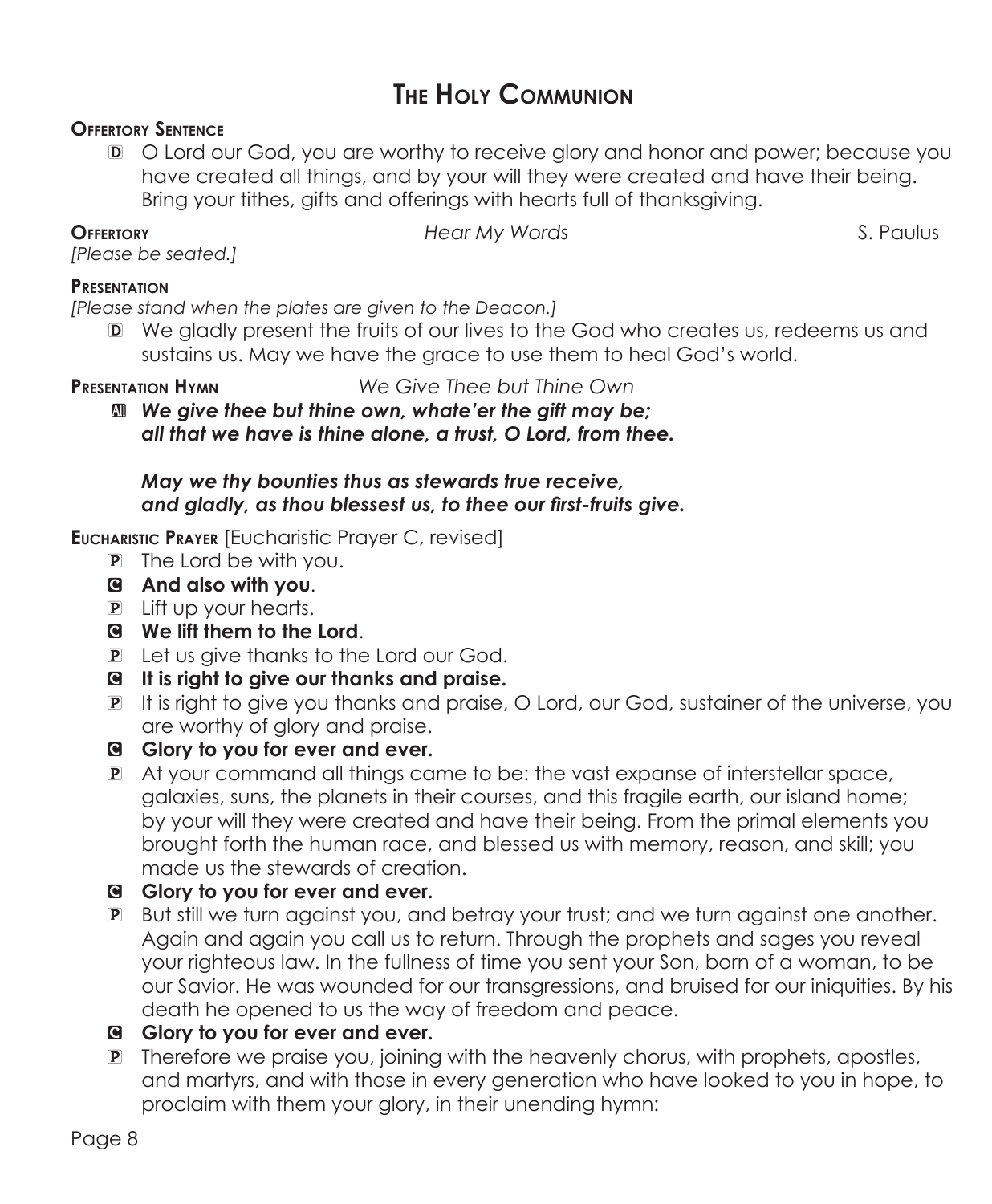# The Holy Communion

**Offertory Sentence**

D O Lord our God, you are worthy to receive glory and honor and power; because you have created all things, and by your will they were created and have their being. Bring your tithes, gifts and offerings with hearts full of thanksgiving.

**Offertory** *Hear My Words* S. Paulus

*[Please be seated.]*

**Presentation**

*[Please stand when the plates are given to the Deacon.]*

D We gladly present the fruits of our lives to the God who creates us, redeems us and sustains us. May we have the grace to use them to heal God's world.

**Presentation Hymn** *We Give Thee but Thine Own*

All ***We give thee but thine own, whate'er the gift may be;***
***all that we have is thine alone, a trust, O Lord, from thee.***

***May we thy bounties thus as stewards true receive,***
***and gladly, as thou blessest us, to thee our first-fruits give.***

**Eucharistic Prayer** [Eucharistic Prayer C, revised]

P The Lord be with you.

C **And also with you**.

P Lift up your hearts.

C **We lift them to the Lord**.

P Let us give thanks to the Lord our God.

C **It is right to give our thanks and praise.**

P It is right to give you thanks and praise, O Lord, our God, sustainer of the universe, you are worthy of glory and praise.

C **Glory to you for ever and ever.**

P At your command all things came to be: the vast expanse of interstellar space, galaxies, suns, the planets in their courses, and this fragile earth, our island home; by your will they were created and have their being. From the primal elements you brought forth the human race, and blessed us with memory, reason, and skill; you made us the stewards of creation.

C **Glory to you for ever and ever.**

P But still we turn against you, and betray your trust; and we turn against one another. Again and again you call us to return. Through the prophets and sages you reveal your righteous law. In the fullness of time you sent your Son, born of a woman, to be our Savior. He was wounded for our transgressions, and bruised for our iniquities. By his death he opened to us the way of freedom and peace.

C **Glory to you for ever and ever.**

P Therefore we praise you, joining with the heavenly chorus, with prophets, apostles, and martyrs, and with those in every generation who have looked to you in hope, to proclaim with them your glory, in their unending hymn: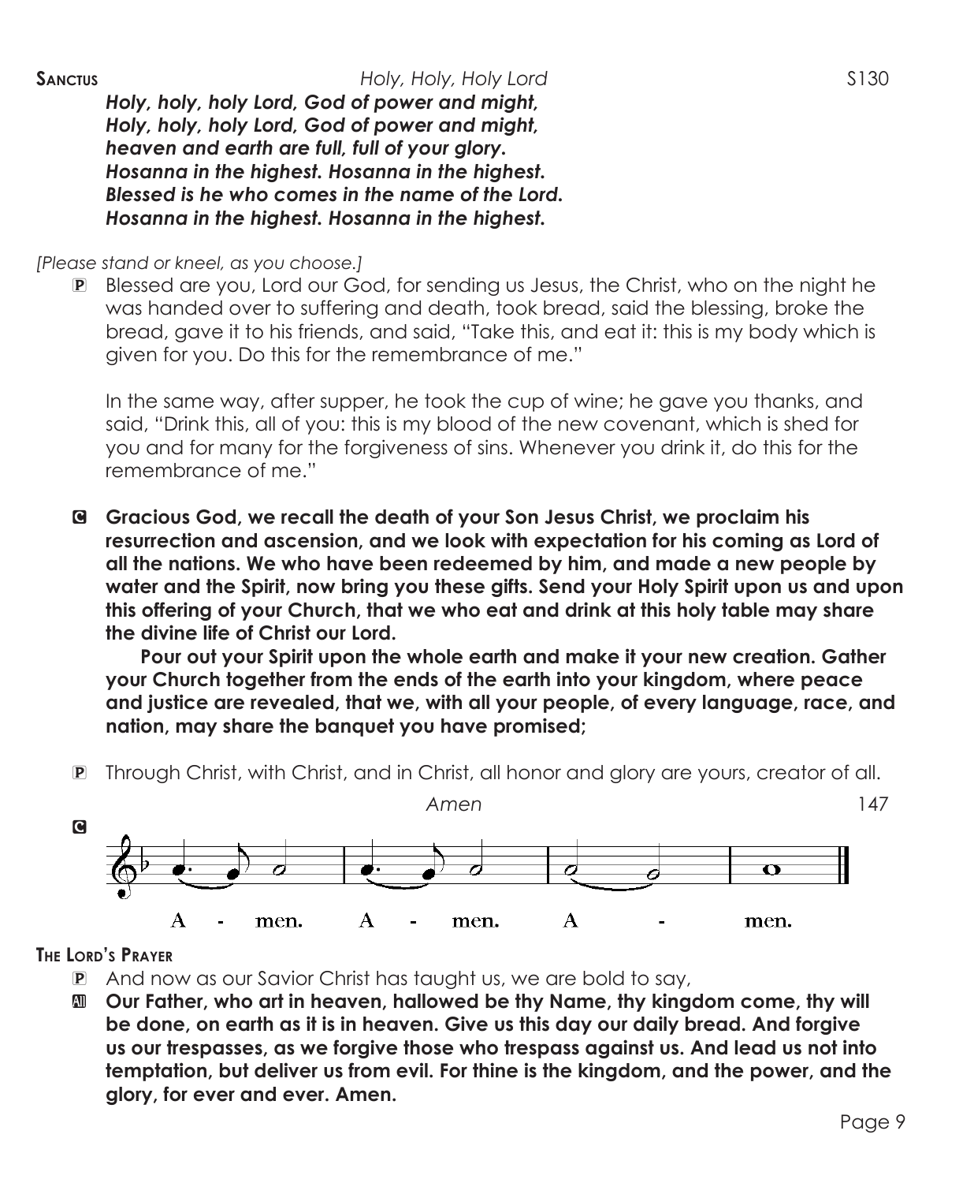**Sanctus** *Holy, Holy, Holy Lord* S130

***Holy, holy, holy Lord, God of power and might,***
***Holy, holy, holy Lord, God of power and might,***
***heaven and earth are full, full of your glory.***
***Hosanna in the highest. Hosanna in the highest.***
***Blessed is he who comes in the name of the Lord.***
***Hosanna in the highest. Hosanna in the highest.***

*[Please stand or kneel, as you choose.]*

P Blessed are you, Lord our God, for sending us Jesus, the Christ, who on the night he was handed over to suffering and death, took bread, said the blessing, broke the bread, gave it to his friends, and said, "Take this, and eat it: this is my body which is given for you. Do this for the remembrance of me."

In the same way, after supper, he took the cup of wine; he gave you thanks, and said, "Drink this, all of you: this is my blood of the new covenant, which is shed for you and for many for the forgiveness of sins. Whenever you drink it, do this for the remembrance of me."

C **Gracious God, we recall the death of your Son Jesus Christ, we proclaim his resurrection and ascension, and we look with expectation for his coming as Lord of all the nations. We who have been redeemed by him, and made a new people by water and the Spirit, now bring you these gifts. Send your Holy Spirit upon us and upon this offering of your Church, that we who eat and drink at this holy table may share the divine life of Christ our Lord.**

**Pour out your Spirit upon the whole earth and make it your new creation. Gather your Church together from the ends of the earth into your kingdom, where peace and justice are revealed, that we, with all your people, of every language, race, and nation, may share the banquet you have promised;**

P Through Christ, with Christ, and in Christ, all honor and glory are yours, creator of all.

*Amen* 147

C A - men. A - men. A - men.

**The Lord's Prayer**

P And now as our Savior Christ has taught us, we are bold to say,

All **Our Father, who art in heaven, hallowed be thy Name, thy kingdom come, thy will be done, on earth as it is in heaven. Give us this day our daily bread. And forgive us our trespasses, as we forgive those who trespass against us. And lead us not into temptation, but deliver us from evil. For thine is the kingdom, and the power, and the glory, for ever and ever. Amen.**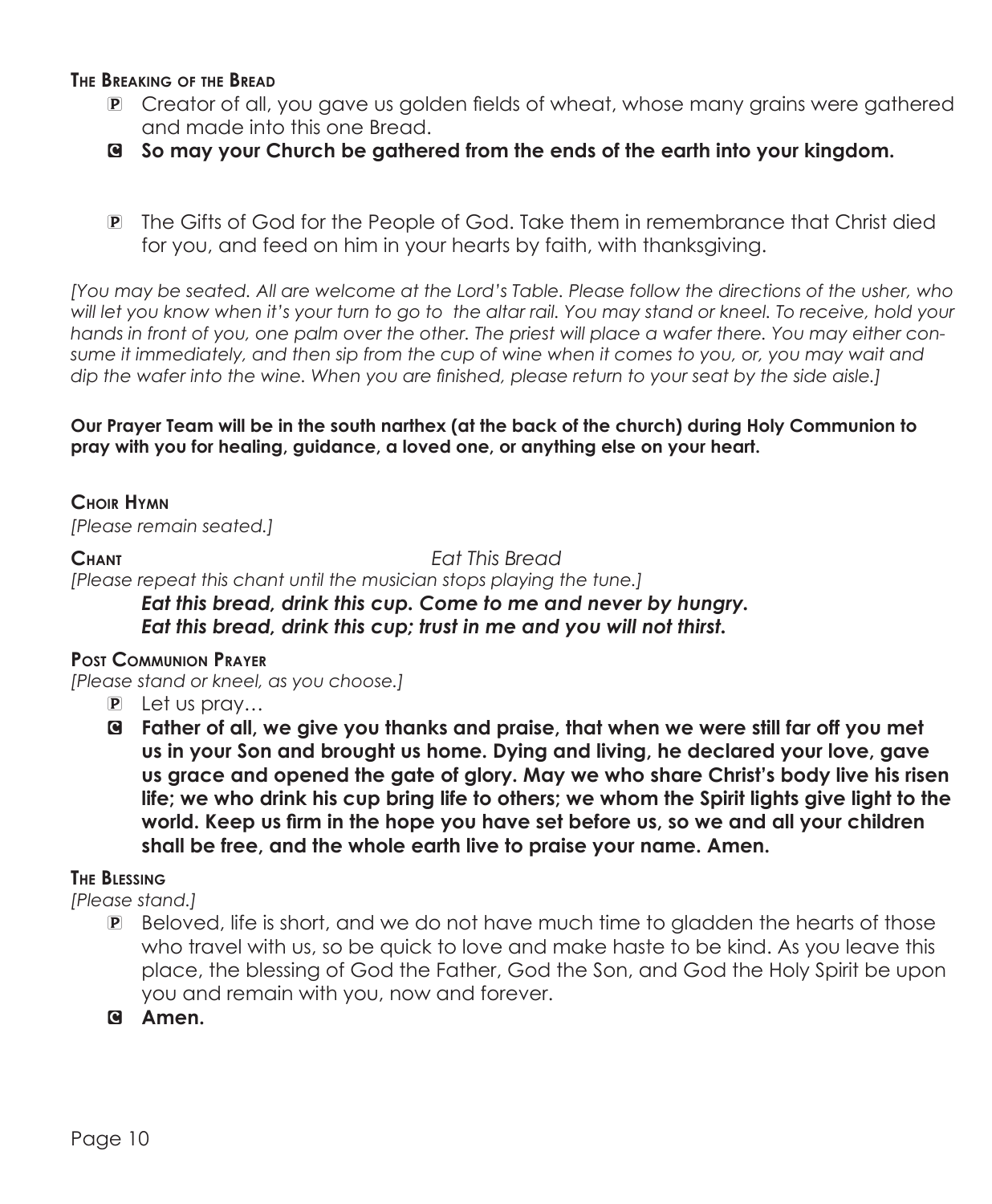**The Breaking of the Bread**

- P Creator of all, you gave us golden fields of wheat, whose many grains were gathered and made into this one Bread.
- C **So may your Church be gathered from the ends of the earth into your kingdom.**

- P The Gifts of God for the People of God. Take them in remembrance that Christ died for you, and feed on him in your hearts by faith, with thanksgiving.

*[You may be seated. All are welcome at the Lord's Table. Please follow the directions of the usher, who will let you know when it's your turn to go to the altar rail. You may stand or kneel. To receive, hold your hands in front of you, one palm over the other. The priest will place a wafer there. You may either consume it immediately, and then sip from the cup of wine when it comes to you, or, you may wait and dip the wafer into the wine. When you are finished, please return to your seat by the side aisle.]*

**Our Prayer Team will be in the south narthex (at the back of the church) during Holy Communion to pray with you for healing, guidance, a loved one, or anything else on your heart.**

**Choir Hymn**
*[Please remain seated.]*

**Chant** *Eat This Bread*
*[Please repeat this chant until the musician stops playing the tune.]*

***Eat this bread, drink this cup. Come to me and never by hungry.***
***Eat this bread, drink this cup; trust in me and you will not thirst.***

**Post Communion Prayer**
*[Please stand or kneel, as you choose.]*

- P Let us pray…
- C **Father of all, we give you thanks and praise, that when we were still far off you met us in your Son and brought us home. Dying and living, he declared your love, gave us grace and opened the gate of glory. May we who share Christ's body live his risen life; we who drink his cup bring life to others; we whom the Spirit lights give light to the world. Keep us firm in the hope you have set before us, so we and all your children shall be free, and the whole earth live to praise your name. Amen.**

**The Blessing**
*[Please stand.]*

- P Beloved, life is short, and we do not have much time to gladden the hearts of those who travel with us, so be quick to love and make haste to be kind. As you leave this place, the blessing of God the Father, God the Son, and God the Holy Spirit be upon you and remain with you, now and forever.
- C **Amen.**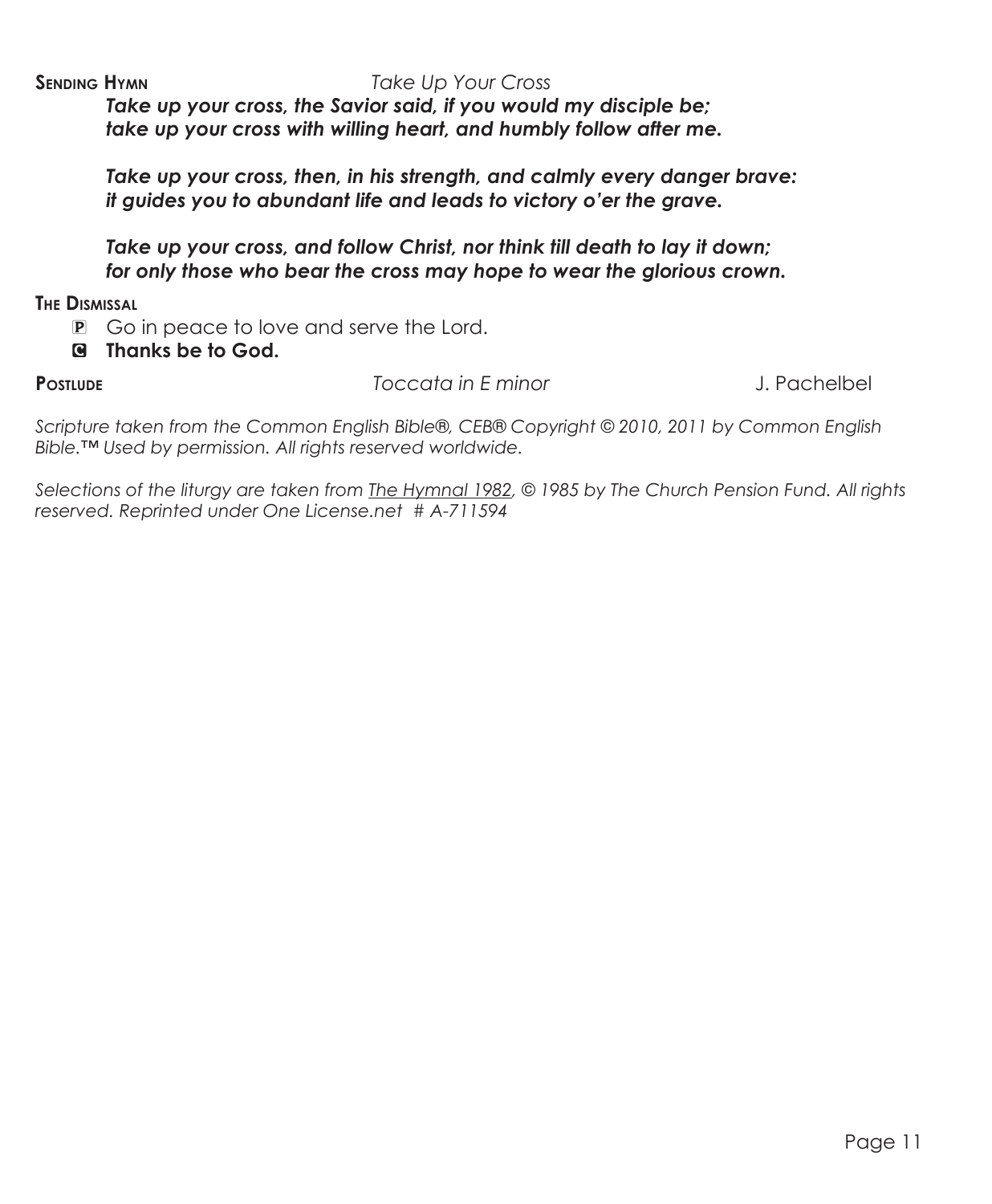**Sending Hymn** *Take Up Your Cross*

***Take up your cross, the Savior said, if you would my disciple be;***
***take up your cross with willing heart, and humbly follow after me.***

***Take up your cross, then, in his strength, and calmly every danger brave:***
***it guides you to abundant life and leads to victory o'er the grave.***

***Take up your cross, and follow Christ, nor think till death to lay it down;***
***for only those who bear the cross may hope to wear the glorious crown.***

**The Dismissal**

P Go in peace to love and serve the Lord.

C **Thanks be to God.**

**Postlude** *Toccata in E minor* J. Pachelbel

*Scripture taken from the Common English Bible®, CEB® Copyright © 2010, 2011 by Common English Bible.™ Used by permission. All rights reserved worldwide.*

*Selections of the liturgy are taken from The Hymnal 1982, © 1985 by The Church Pension Fund. All rights reserved. Reprinted under One License.net # A-711594*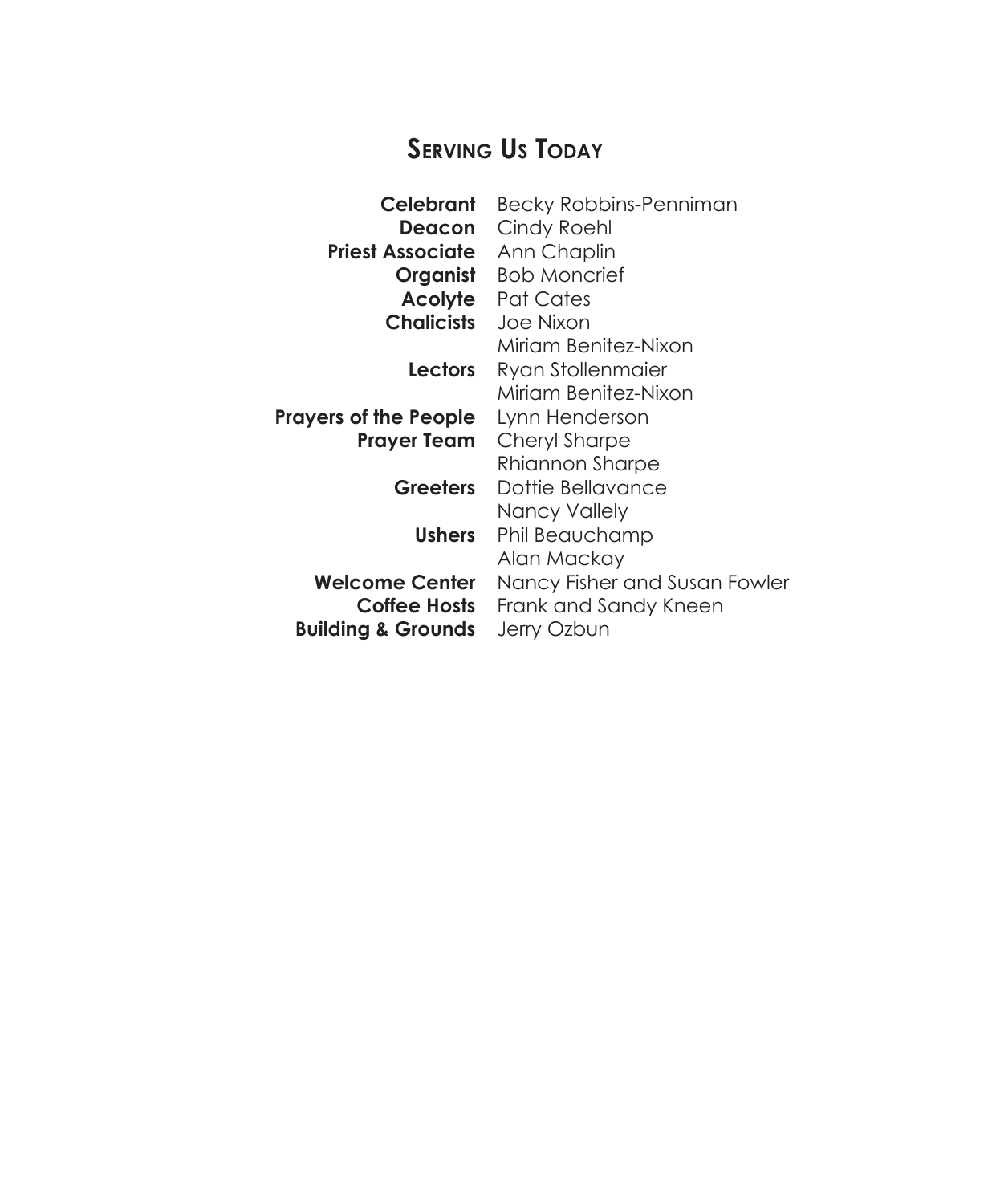## Serving Us Today

| | |
|---|---|
| **Celebrant** | Becky Robbins-Penniman |
| **Deacon** | Cindy Roehl |
| **Priest Associate** | Ann Chaplin |
| **Organist** | Bob Moncrief |
| **Acolyte** | Pat Cates |
| **Chalicists** | Joe Nixon |
| | Miriam Benitez-Nixon |
| **Lectors** | Ryan Stollenmaier |
| | Miriam Benitez-Nixon |
| **Prayers of the People** | Lynn Henderson |
| **Prayer Team** | Cheryl Sharpe |
| | Rhiannon Sharpe |
| **Greeters** | Dottie Bellavance |
| | Nancy Vallely |
| **Ushers** | Phil Beauchamp |
| | Alan Mackay |
| **Welcome Center** | Nancy Fisher and Susan Fowler |
| **Coffee Hosts** | Frank and Sandy Kneen |
| **Building & Grounds** | Jerry Ozbun |